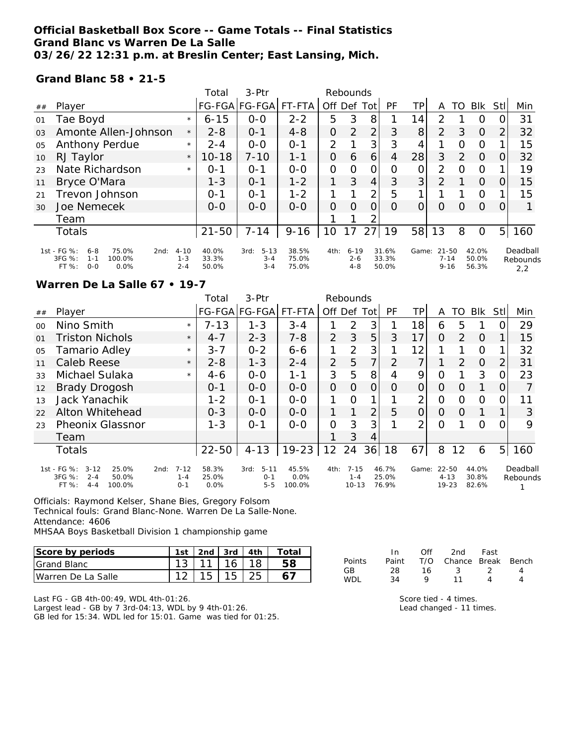# Official Basketball Box Score -- Game Totals -- Final Statistics
## Grand Blanc vs Warren De La Salle
### 03/26/22 12:31 p.m. at Breslin Center; East Lansing, Mich.

**Grand Blanc 58 • 21-5**

| ## | Player | | Total FG-FGA | 3-Ptr FG-FGA | FT-FTA | Off | Def | Tot | PF | TP | A | TO | Blk | Stl | Min |
|---|---|---|---|---|---|---|---|---|---|---|---|---|---|---|---|
| 01 | Tae Boyd | * | 6-15 | 0-0 | 2-2 | 5 | 3 | 8 | 1 | 14 | 2 | 1 | 0 | 0 | 31 |
| 03 | Amonte Allen-Johnson | * | 2-8 | 0-1 | 4-8 | 0 | 2 | 2 | 3 | 8 | 2 | 3 | 0 | 2 | 32 |
| 05 | Anthony Perdue | * | 2-4 | 0-0 | 0-1 | 2 | 1 | 3 | 3 | 4 | 1 | 0 | 0 | 1 | 15 |
| 10 | RJ Taylor | * | 10-18 | 7-10 | 1-1 | 0 | 6 | 6 | 4 | 28 | 3 | 2 | 0 | 0 | 32 |
| 23 | Nate Richardson | * | 0-1 | 0-1 | 0-0 | 0 | 0 | 0 | 0 | 0 | 2 | 0 | 0 | 1 | 19 |
| 11 | Bryce O'Mara | | 1-3 | 0-1 | 1-2 | 1 | 3 | 4 | 3 | 3 | 2 | 1 | 0 | 0 | 15 |
| 21 | Trevon Johnson | | 0-1 | 0-1 | 1-2 | 1 | 1 | 2 | 5 | 1 | 1 | 1 | 0 | 1 | 15 |
| 30 | Joe Nemecek | | 0-0 | 0-0 | 0-0 | 0 | 0 | 0 | 0 | 0 | 0 | 0 | 0 | 0 | 1 |
| | Team | | | | | 1 | 1 | 2 | | | | | | | |
| | Totals | | 21-50 | 7-14 | 9-16 | 10 | 17 | 27 | 19 | 58 | 13 | 8 | 0 | 5 | 160 |

| | 1st | 2nd | 3rd | 4th | Game |
|---|---|---|---|---|---|
| FG % | 6-8 75.0% | 4-10 40.0% | 5-13 38.5% | 6-19 31.6% | 21-50 42.0% |
| 3FG % | 1-1 100.0% | 1-3 33.3% | 3-4 75.0% | 2-6 33.3% | 7-14 50.0% |
| FT % | 0-0 0.0% | 2-4 50.0% | 3-4 75.0% | 4-8 50.0% | 9-16 56.3% |

Deadball Rebounds: 2,2

**Warren De La Salle 67 • 19-7**

| ## | Player | | Total FG-FGA | 3-Ptr FG-FGA | FT-FTA | Off | Def | Tot | PF | TP | A | TO | Blk | Stl | Min |
|---|---|---|---|---|---|---|---|---|---|---|---|---|---|---|---|
| 00 | Nino Smith | * | 7-13 | 1-3 | 3-4 | 1 | 2 | 3 | 1 | 18 | 6 | 5 | 1 | 0 | 29 |
| 01 | Triston Nichols | * | 4-7 | 2-3 | 7-8 | 2 | 3 | 5 | 3 | 17 | 0 | 2 | 0 | 1 | 15 |
| 05 | Tamario Adley | * | 3-7 | 0-2 | 6-6 | 1 | 2 | 3 | 1 | 12 | 1 | 1 | 0 | 1 | 32 |
| 11 | Caleb Reese | * | 2-8 | 1-3 | 2-4 | 2 | 5 | 7 | 2 | 7 | 1 | 2 | 0 | 2 | 31 |
| 33 | Michael Sulaka | * | 4-6 | 0-0 | 1-1 | 3 | 5 | 8 | 4 | 9 | 0 | 1 | 3 | 0 | 23 |
| 12 | Brady Drogosh | | 0-1 | 0-0 | 0-0 | 0 | 0 | 0 | 0 | 0 | 0 | 0 | 1 | 0 | 7 |
| 13 | Jack Yanachik | | 1-2 | 0-1 | 0-0 | 1 | 0 | 1 | 1 | 2 | 0 | 0 | 0 | 0 | 11 |
| 22 | Alton Whitehead | | 0-3 | 0-0 | 0-0 | 1 | 1 | 2 | 5 | 0 | 0 | 0 | 1 | 1 | 3 |
| 23 | Pheonix Glassnor | | 1-3 | 0-1 | 0-0 | 0 | 3 | 3 | 1 | 2 | 0 | 1 | 0 | 0 | 9 |
| | Team | | | | | 1 | 3 | 4 | | | | | | | |
| | Totals | | 22-50 | 4-13 | 19-23 | 12 | 24 | 36 | 18 | 67 | 8 | 12 | 6 | 5 | 160 |

| | 1st | 2nd | 3rd | 4th | Game |
|---|---|---|---|---|---|
| FG % | 3-12 25.0% | 7-12 58.3% | 5-11 45.5% | 7-15 46.7% | 22-50 44.0% |
| 3FG % | 2-4 50.0% | 1-4 25.0% | 0-1 0.0% | 1-4 25.0% | 4-13 30.8% |
| FT % | 4-4 100.0% | 0-1 0.0% | 5-5 100.0% | 10-13 76.9% | 19-23 82.6% |

Deadball Rebounds: 1

Officials: Raymond Kelser, Shane Bies, Gregory Folsom
Technical fouls: Grand Blanc-None. Warren De La Salle-None.
Attendance: 4606
MHSAA Boys Basketball Division 1 championship game

| Score by periods | 1st | 2nd | 3rd | 4th | Total |
|---|---|---|---|---|---|
| Grand Blanc | 13 | 11 | 16 | 18 | 58 |
| Warren De La Salle | 12 | 15 | 15 | 25 | 67 |

| Points | In Paint | Off T/O | 2nd Chance | Fast Break | Bench |
|---|---|---|---|---|---|
| GB | 28 | 16 | 3 | 2 | 4 |
| WDL | 34 | 9 | 11 | 4 | 4 |

Last FG - GB 4th-00:49, WDL 4th-01:26.
Largest lead - GB by 7 3rd-04:13, WDL by 9 4th-01:26.
GB led for 15:34. WDL led for 15:01. Game was tied for 01:25.

Score tied - 4 times.
Lead changed - 11 times.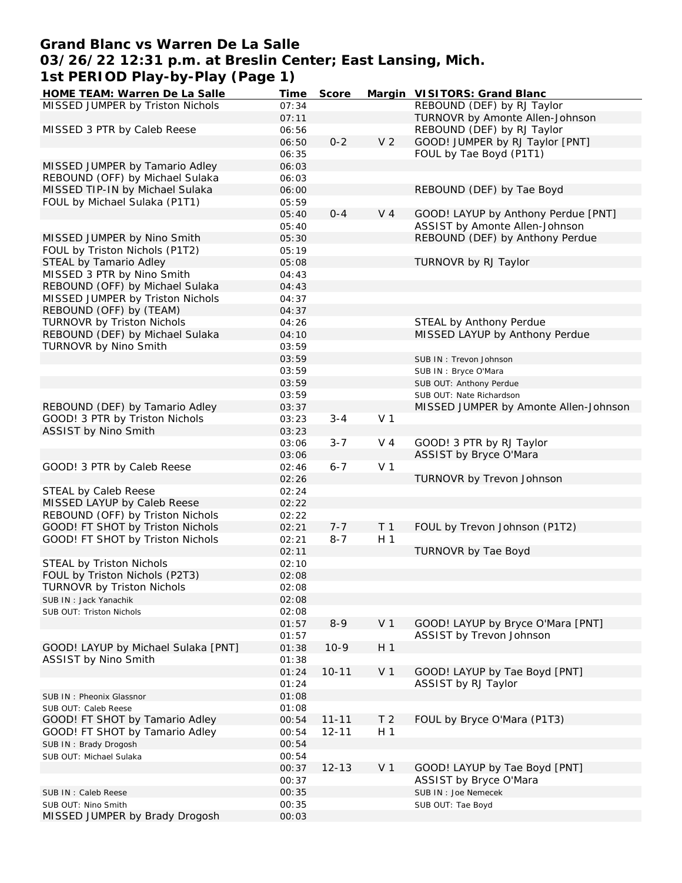# Grand Blanc vs Warren De La Salle
## 03/26/22 12:31 p.m. at Breslin Center; East Lansing, Mich.
## 1st PERIOD Play-by-Play (Page 1)

| HOME TEAM: Warren De La Salle | Time | Score | Margin | VISITORS: Grand Blanc |
|---|---|---|---|---|
| MISSED JUMPER by Triston Nichols | 07:34 | | | REBOUND (DEF) by RJ Taylor |
| | 07:11 | | | TURNOVR by Amonte Allen-Johnson |
| MISSED 3 PTR by Caleb Reese | 06:56 | | | REBOUND (DEF) by RJ Taylor |
| | 06:50 | 0-2 | V 2 | GOOD! JUMPER by RJ Taylor [PNT] |
| | 06:35 | | | FOUL by Tae Boyd (P1T1) |
| MISSED JUMPER by Tamario Adley | 06:03 | | | |
| REBOUND (OFF) by Michael Sulaka | 06:03 | | | |
| MISSED TIP-IN by Michael Sulaka | 06:00 | | | REBOUND (DEF) by Tae Boyd |
| FOUL by Michael Sulaka (P1T1) | 05:59 | | | |
| | 05:40 | 0-4 | V 4 | GOOD! LAYUP by Anthony Perdue [PNT] |
| | 05:40 | | | ASSIST by Amonte Allen-Johnson |
| MISSED JUMPER by Nino Smith | 05:30 | | | REBOUND (DEF) by Anthony Perdue |
| FOUL by Triston Nichols (P1T2) | 05:19 | | | |
| STEAL by Tamario Adley | 05:08 | | | TURNOVR by RJ Taylor |
| MISSED 3 PTR by Nino Smith | 04:43 | | | |
| REBOUND (OFF) by Michael Sulaka | 04:43 | | | |
| MISSED JUMPER by Triston Nichols | 04:37 | | | |
| REBOUND (OFF) by (TEAM) | 04:37 | | | |
| TURNOVR by Triston Nichols | 04:26 | | | STEAL by Anthony Perdue |
| REBOUND (DEF) by Michael Sulaka | 04:10 | | | MISSED LAYUP by Anthony Perdue |
| TURNOVR by Nino Smith | 03:59 | | | |
| | 03:59 | | | SUB IN : Trevon Johnson |
| | 03:59 | | | SUB IN : Bryce O'Mara |
| | 03:59 | | | SUB OUT: Anthony Perdue |
| | 03:59 | | | SUB OUT: Nate Richardson |
| REBOUND (DEF) by Tamario Adley | 03:37 | | | MISSED JUMPER by Amonte Allen-Johnson |
| GOOD! 3 PTR by Triston Nichols | 03:23 | 3-4 | V 1 | |
| ASSIST by Nino Smith | 03:23 | | | |
| | 03:06 | 3-7 | V 4 | GOOD! 3 PTR by RJ Taylor |
| | 03:06 | | | ASSIST by Bryce O'Mara |
| GOOD! 3 PTR by Caleb Reese | 02:46 | 6-7 | V 1 | |
| | 02:26 | | | TURNOVR by Trevon Johnson |
| STEAL by Caleb Reese | 02:24 | | | |
| MISSED LAYUP by Caleb Reese | 02:22 | | | |
| REBOUND (OFF) by Triston Nichols | 02:22 | | | |
| GOOD! FT SHOT by Triston Nichols | 02:21 | 7-7 | T 1 | FOUL by Trevon Johnson (P1T2) |
| GOOD! FT SHOT by Triston Nichols | 02:21 | 8-7 | H 1 | |
| | 02:11 | | | TURNOVR by Tae Boyd |
| STEAL by Triston Nichols | 02:10 | | | |
| FOUL by Triston Nichols (P2T3) | 02:08 | | | |
| TURNOVR by Triston Nichols | 02:08 | | | |
| SUB IN : Jack Yanachik | 02:08 | | | |
| SUB OUT: Triston Nichols | 02:08 | | | |
| | 01:57 | 8-9 | V 1 | GOOD! LAYUP by Bryce O'Mara [PNT] |
| | 01:57 | | | ASSIST by Trevon Johnson |
| GOOD! LAYUP by Michael Sulaka [PNT] | 01:38 | 10-9 | H 1 | |
| ASSIST by Nino Smith | 01:38 | | | |
| | 01:24 | 10-11 | V 1 | GOOD! LAYUP by Tae Boyd [PNT] |
| | 01:24 | | | ASSIST by RJ Taylor |
| SUB IN : Pheonix Glassnor | 01:08 | | | |
| SUB OUT: Caleb Reese | 01:08 | | | |
| GOOD! FT SHOT by Tamario Adley | 00:54 | 11-11 | T 2 | FOUL by Bryce O'Mara (P1T3) |
| GOOD! FT SHOT by Tamario Adley | 00:54 | 12-11 | H 1 | |
| SUB IN : Brady Drogosh | 00:54 | | | |
| SUB OUT: Michael Sulaka | 00:54 | | | |
| | 00:37 | 12-13 | V 1 | GOOD! LAYUP by Tae Boyd [PNT] |
| | 00:37 | | | ASSIST by Bryce O'Mara |
| SUB IN : Caleb Reese | 00:35 | | | SUB IN : Joe Nemecek |
| SUB OUT: Nino Smith | 00:35 | | | SUB OUT: Tae Boyd |
| MISSED JUMPER by Brady Drogosh | 00:03 | | | |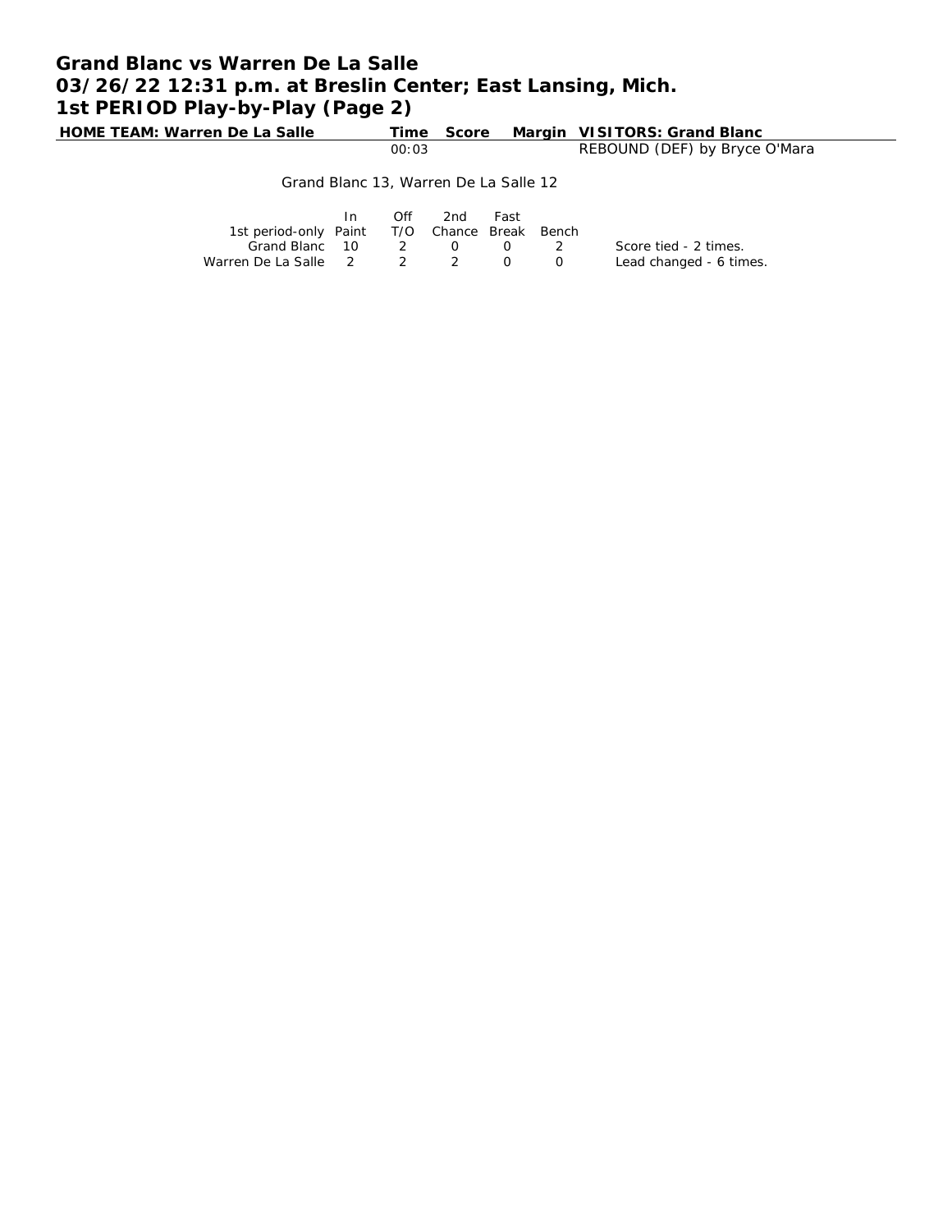# Grand Blanc vs Warren De La Salle
## 03/26/22 12:31 p.m. at Breslin Center; East Lansing, Mich.
## 1st PERIOD Play-by-Play (Page 2)

| HOME TEAM: Warren De La Salle | Time | Score | Margin | VISITORS: Grand Blanc |
|---|---|---|---|---|
| | 00:03 | | | REBOUND (DEF) by Bryce O'Mara |

Grand Blanc 13, Warren De La Salle 12

| 1st period-only | In Paint | Off T/O | 2nd Chance | Fast Break | Bench |
|---|---|---|---|---|---|
| Grand Blanc | 10 | 2 | 0 | 0 | 2 |
| Warren De La Salle | 2 | 2 | 2 | 0 | 0 |

Score tied - 2 times.
Lead changed - 6 times.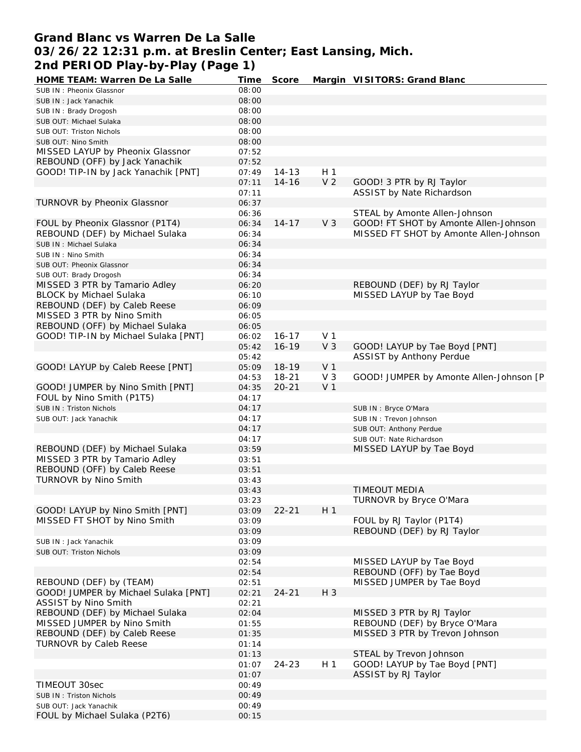# Grand Blanc vs Warren De La Salle
## 03/26/22 12:31 p.m. at Breslin Center; East Lansing, Mich.
## 2nd PERIOD Play-by-Play (Page 1)

| HOME TEAM: Warren De La Salle | Time | Score | Margin | VISITORS: Grand Blanc |
|---|---|---|---|---|
| SUB IN : Pheonix Glassnor | 08:00 | | | |
| SUB IN : Jack Yanachik | 08:00 | | | |
| SUB IN : Brady Drogosh | 08:00 | | | |
| SUB OUT: Michael Sulaka | 08:00 | | | |
| SUB OUT: Triston Nichols | 08:00 | | | |
| SUB OUT: Nino Smith | 08:00 | | | |
| MISSED LAYUP by Pheonix Glassnor | 07:52 | | | |
| REBOUND (OFF) by Jack Yanachik | 07:52 | | | |
| GOOD! TIP-IN by Jack Yanachik [PNT] | 07:49 | 14-13 | H 1 | |
| | 07:11 | 14-16 | V 2 | GOOD! 3 PTR by RJ Taylor |
| | 07:11 | | | ASSIST by Nate Richardson |
| TURNOVR by Pheonix Glassnor | 06:37 | | | |
| | 06:36 | | | STEAL by Amonte Allen-Johnson |
| FOUL by Pheonix Glassnor (P1T4) | 06:34 | 14-17 | V 3 | GOOD! FT SHOT by Amonte Allen-Johnson |
| REBOUND (DEF) by Michael Sulaka | 06:34 | | | MISSED FT SHOT by Amonte Allen-Johnson |
| SUB IN : Michael Sulaka | 06:34 | | | |
| SUB IN : Nino Smith | 06:34 | | | |
| SUB OUT: Pheonix Glassnor | 06:34 | | | |
| SUB OUT: Brady Drogosh | 06:34 | | | |
| MISSED 3 PTR by Tamario Adley | 06:20 | | | REBOUND (DEF) by RJ Taylor |
| BLOCK by Michael Sulaka | 06:10 | | | MISSED LAYUP by Tae Boyd |
| REBOUND (DEF) by Caleb Reese | 06:09 | | | |
| MISSED 3 PTR by Nino Smith | 06:05 | | | |
| REBOUND (OFF) by Michael Sulaka | 06:05 | | | |
| GOOD! TIP-IN by Michael Sulaka [PNT] | 06:02 | 16-17 | V 1 | |
| | 05:42 | 16-19 | V 3 | GOOD! LAYUP by Tae Boyd [PNT] |
| | 05:42 | | | ASSIST by Anthony Perdue |
| GOOD! LAYUP by Caleb Reese [PNT] | 05:09 | 18-19 | V 1 | |
| | 04:53 | 18-21 | V 3 | GOOD! JUMPER by Amonte Allen-Johnson [P |
| GOOD! JUMPER by Nino Smith [PNT] | 04:35 | 20-21 | V 1 | |
| FOUL by Nino Smith (P1T5) | 04:17 | | | |
| SUB IN : Triston Nichols | 04:17 | | | SUB IN : Bryce O'Mara |
| SUB OUT: Jack Yanachik | 04:17 | | | SUB IN : Trevon Johnson |
| | 04:17 | | | SUB OUT: Anthony Perdue |
| | 04:17 | | | SUB OUT: Nate Richardson |
| REBOUND (DEF) by Michael Sulaka | 03:59 | | | MISSED LAYUP by Tae Boyd |
| MISSED 3 PTR by Tamario Adley | 03:51 | | | |
| REBOUND (OFF) by Caleb Reese | 03:51 | | | |
| TURNOVR by Nino Smith | 03:43 | | | |
| | 03:43 | | | TIMEOUT MEDIA |
| | 03:23 | | | TURNOVR by Bryce O'Mara |
| GOOD! LAYUP by Nino Smith [PNT] | 03:09 | 22-21 | H 1 | |
| MISSED FT SHOT by Nino Smith | 03:09 | | | FOUL by RJ Taylor (P1T4) |
| | 03:09 | | | REBOUND (DEF) by RJ Taylor |
| SUB IN : Jack Yanachik | 03:09 | | | |
| SUB OUT: Triston Nichols | 03:09 | | | |
| | 02:54 | | | MISSED LAYUP by Tae Boyd |
| | 02:54 | | | REBOUND (OFF) by Tae Boyd |
| REBOUND (DEF) by (TEAM) | 02:51 | | | MISSED JUMPER by Tae Boyd |
| GOOD! JUMPER by Michael Sulaka [PNT] | 02:21 | 24-21 | H 3 | |
| ASSIST by Nino Smith | 02:21 | | | |
| REBOUND (DEF) by Michael Sulaka | 02:04 | | | MISSED 3 PTR by RJ Taylor |
| MISSED JUMPER by Nino Smith | 01:55 | | | REBOUND (DEF) by Bryce O'Mara |
| REBOUND (DEF) by Caleb Reese | 01:35 | | | MISSED 3 PTR by Trevon Johnson |
| TURNOVR by Caleb Reese | 01:14 | | | |
| | 01:13 | | | STEAL by Trevon Johnson |
| | 01:07 | 24-23 | H 1 | GOOD! LAYUP by Tae Boyd [PNT] |
| | 01:07 | | | ASSIST by RJ Taylor |
| TIMEOUT 30sec | 00:49 | | | |
| SUB IN : Triston Nichols | 00:49 | | | |
| SUB OUT: Jack Yanachik | 00:49 | | | |
| FOUL by Michael Sulaka (P2T6) | 00:15 | | | |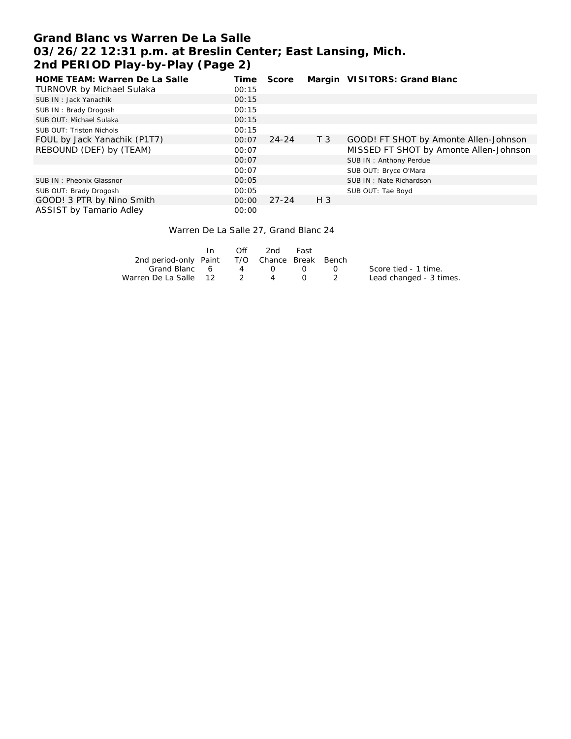# Grand Blanc vs Warren De La Salle
## 03/26/22 12:31 p.m. at Breslin Center; East Lansing, Mich.
## 2nd PERIOD Play-by-Play (Page 2)

| HOME TEAM: Warren De La Salle | Time | Score | Margin | VISITORS: Grand Blanc |
|---|---|---|---|---|
| TURNOVR by Michael Sulaka | 00:15 | | | |
| SUB IN : Jack Yanachik | 00:15 | | | |
| SUB IN : Brady Drogosh | 00:15 | | | |
| SUB OUT: Michael Sulaka | 00:15 | | | |
| SUB OUT: Triston Nichols | 00:15 | | | |
| FOUL by Jack Yanachik (P1T7) | 00:07 | 24-24 | T 3 | GOOD! FT SHOT by Amonte Allen-Johnson |
| REBOUND (DEF) by (TEAM) | 00:07 | | | MISSED FT SHOT by Amonte Allen-Johnson |
| | 00:07 | | | SUB IN : Anthony Perdue |
| | 00:07 | | | SUB OUT: Bryce O'Mara |
| SUB IN : Pheonix Glassnor | 00:05 | | | SUB IN : Nate Richardson |
| SUB OUT: Brady Drogosh | 00:05 | | | SUB OUT: Tae Boyd |
| GOOD! 3 PTR by Nino Smith | 00:00 | 27-24 | H 3 | |
| ASSIST by Tamario Adley | 00:00 | | | |

Warren De La Salle 27, Grand Blanc 24

| 2nd period-only | In Paint | Off T/O | 2nd Chance | Fast Break | Bench |
|---|---|---|---|---|---|
| Grand Blanc | 6 | 4 | 0 | 0 | 0 |
| Warren De La Salle | 12 | 2 | 4 | 0 | 2 |

Score tied - 1 time.
Lead changed - 3 times.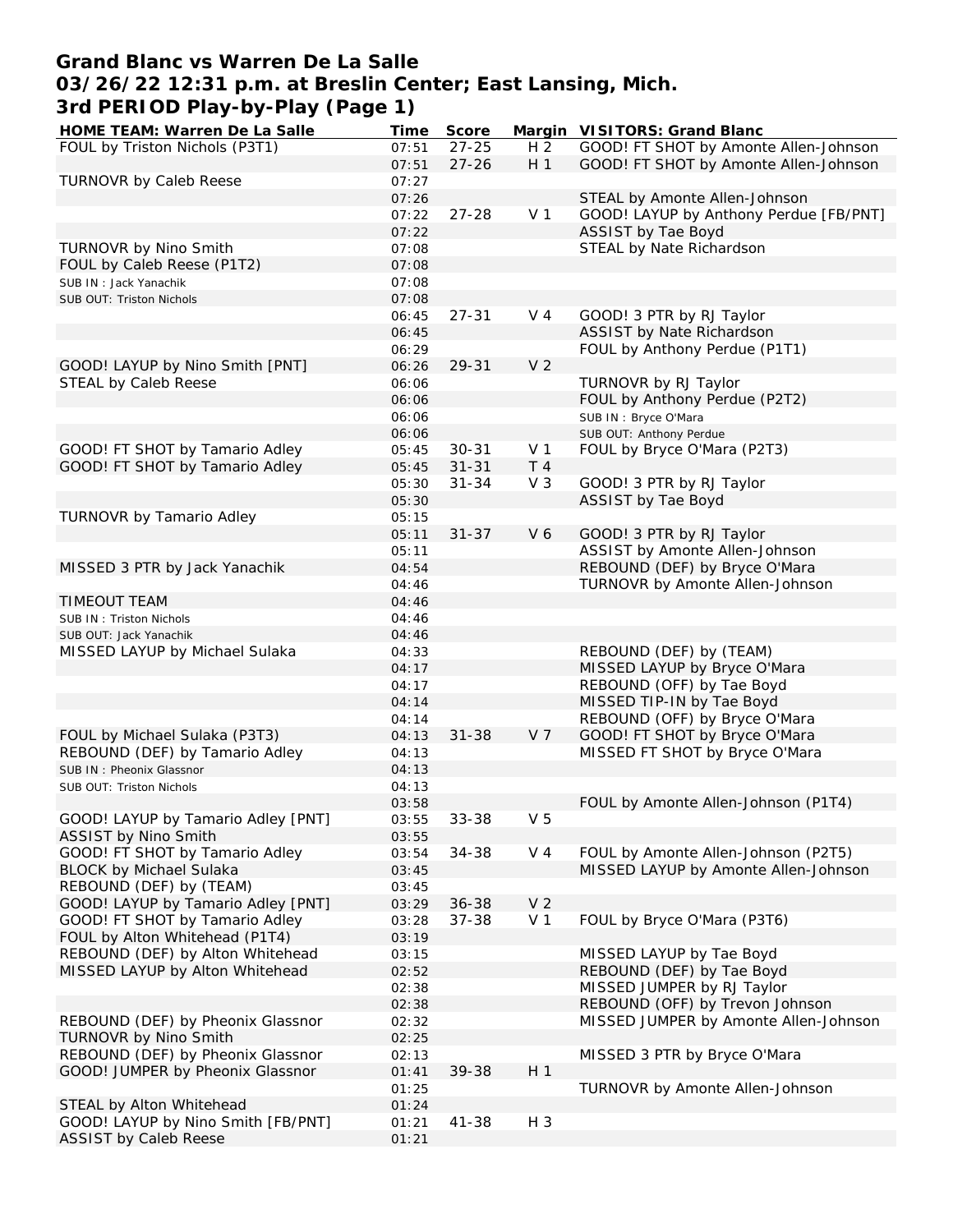# Grand Blanc vs Warren De La Salle
## 03/26/22 12:31 p.m. at Breslin Center; East Lansing, Mich.
## 3rd PERIOD Play-by-Play (Page 1)

| HOME TEAM: Warren De La Salle | Time | Score | Margin | VISITORS: Grand Blanc |
|---|---|---|---|---|
| FOUL by Triston Nichols (P3T1) | 07:51 | 27-25 | H 2 | GOOD! FT SHOT by Amonte Allen-Johnson |
| | 07:51 | 27-26 | H 1 | GOOD! FT SHOT by Amonte Allen-Johnson |
| TURNOVR by Caleb Reese | 07:27 | | | |
| | 07:26 | | | STEAL by Amonte Allen-Johnson |
| | 07:22 | 27-28 | V 1 | GOOD! LAYUP by Anthony Perdue [FB/PNT] |
| | 07:22 | | | ASSIST by Tae Boyd |
| TURNOVR by Nino Smith | 07:08 | | | STEAL by Nate Richardson |
| FOUL by Caleb Reese (P1T2) | 07:08 | | | |
| SUB IN : Jack Yanachik | 07:08 | | | |
| SUB OUT: Triston Nichols | 07:08 | | | |
| | 06:45 | 27-31 | V 4 | GOOD! 3 PTR by RJ Taylor |
| | 06:45 | | | ASSIST by Nate Richardson |
| | 06:29 | | | FOUL by Anthony Perdue (P1T1) |
| GOOD! LAYUP by Nino Smith [PNT] | 06:26 | 29-31 | V 2 | |
| STEAL by Caleb Reese | 06:06 | | | TURNOVR by RJ Taylor |
| | 06:06 | | | FOUL by Anthony Perdue (P2T2) |
| | 06:06 | | | SUB IN : Bryce O'Mara |
| | 06:06 | | | SUB OUT: Anthony Perdue |
| GOOD! FT SHOT by Tamario Adley | 05:45 | 30-31 | V 1 | FOUL by Bryce O'Mara (P2T3) |
| GOOD! FT SHOT by Tamario Adley | 05:45 | 31-31 | T 4 | |
| | 05:30 | 31-34 | V 3 | GOOD! 3 PTR by RJ Taylor |
| | 05:30 | | | ASSIST by Tae Boyd |
| TURNOVR by Tamario Adley | 05:15 | | | |
| | 05:11 | 31-37 | V 6 | GOOD! 3 PTR by RJ Taylor |
| | 05:11 | | | ASSIST by Amonte Allen-Johnson |
| MISSED 3 PTR by Jack Yanachik | 04:54 | | | REBOUND (DEF) by Bryce O'Mara |
| | 04:46 | | | TURNOVR by Amonte Allen-Johnson |
| TIMEOUT TEAM | 04:46 | | | |
| SUB IN : Triston Nichols | 04:46 | | | |
| SUB OUT: Jack Yanachik | 04:46 | | | |
| MISSED LAYUP by Michael Sulaka | 04:33 | | | REBOUND (DEF) by (TEAM) |
| | 04:17 | | | MISSED LAYUP by Bryce O'Mara |
| | 04:17 | | | REBOUND (OFF) by Tae Boyd |
| | 04:14 | | | MISSED TIP-IN by Tae Boyd |
| | 04:14 | | | REBOUND (OFF) by Bryce O'Mara |
| FOUL by Michael Sulaka (P3T3) | 04:13 | 31-38 | V 7 | GOOD! FT SHOT by Bryce O'Mara |
| REBOUND (DEF) by Tamario Adley | 04:13 | | | MISSED FT SHOT by Bryce O'Mara |
| SUB IN : Pheonix Glassnor | 04:13 | | | |
| SUB OUT: Triston Nichols | 04:13 | | | |
| | 03:58 | | | FOUL by Amonte Allen-Johnson (P1T4) |
| GOOD! LAYUP by Tamario Adley [PNT] | 03:55 | 33-38 | V 5 | |
| ASSIST by Nino Smith | 03:55 | | | |
| GOOD! FT SHOT by Tamario Adley | 03:54 | 34-38 | V 4 | FOUL by Amonte Allen-Johnson (P2T5) |
| BLOCK by Michael Sulaka | 03:45 | | | MISSED LAYUP by Amonte Allen-Johnson |
| REBOUND (DEF) by (TEAM) | 03:45 | | | |
| GOOD! LAYUP by Tamario Adley [PNT] | 03:29 | 36-38 | V 2 | |
| GOOD! FT SHOT by Tamario Adley | 03:28 | 37-38 | V 1 | FOUL by Bryce O'Mara (P3T6) |
| FOUL by Alton Whitehead (P1T4) | 03:19 | | | |
| REBOUND (DEF) by Alton Whitehead | 03:15 | | | MISSED LAYUP by Tae Boyd |
| MISSED LAYUP by Alton Whitehead | 02:52 | | | REBOUND (DEF) by Tae Boyd |
| | 02:38 | | | MISSED JUMPER by RJ Taylor |
| | 02:38 | | | REBOUND (OFF) by Trevon Johnson |
| REBOUND (DEF) by Pheonix Glassnor | 02:32 | | | MISSED JUMPER by Amonte Allen-Johnson |
| TURNOVR by Nino Smith | 02:25 | | | |
| REBOUND (DEF) by Pheonix Glassnor | 02:13 | | | MISSED 3 PTR by Bryce O'Mara |
| GOOD! JUMPER by Pheonix Glassnor | 01:41 | 39-38 | H 1 | |
| | 01:25 | | | TURNOVR by Amonte Allen-Johnson |
| STEAL by Alton Whitehead | 01:24 | | | |
| GOOD! LAYUP by Nino Smith [FB/PNT] | 01:21 | 41-38 | H 3 | |
| ASSIST by Caleb Reese | 01:21 | | | |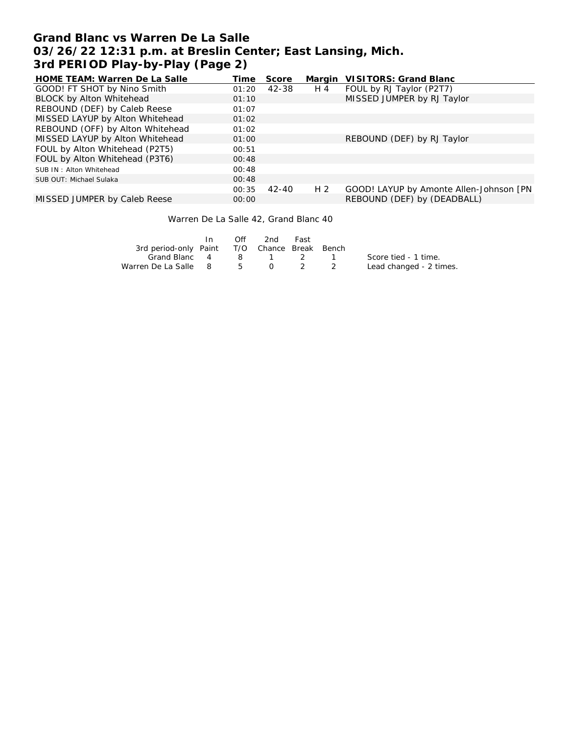# Grand Blanc vs Warren De La Salle
# 03/26/22 12:31 p.m. at Breslin Center; East Lansing, Mich.
# 3rd PERIOD Play-by-Play (Page 2)

| HOME TEAM: Warren De La Salle | Time | Score | Margin | VISITORS: Grand Blanc |
|---|---|---|---|---|
| GOOD! FT SHOT by Nino Smith | 01:20 | 42-38 | H 4 | FOUL by RJ Taylor (P2T7) |
| BLOCK by Alton Whitehead | 01:10 | | | MISSED JUMPER by RJ Taylor |
| REBOUND (DEF) by Caleb Reese | 01:07 | | | |
| MISSED LAYUP by Alton Whitehead | 01:02 | | | |
| REBOUND (OFF) by Alton Whitehead | 01:02 | | | |
| MISSED LAYUP by Alton Whitehead | 01:00 | | | REBOUND (DEF) by RJ Taylor |
| FOUL by Alton Whitehead (P2T5) | 00:51 | | | |
| FOUL by Alton Whitehead (P3T6) | 00:48 | | | |
| SUB IN : Alton Whitehead | 00:48 | | | |
| SUB OUT: Michael Sulaka | 00:48 | | | |
| | 00:35 | 42-40 | H 2 | GOOD! LAYUP by Amonte Allen-Johnson [PN |
| MISSED JUMPER by Caleb Reese | 00:00 | | | REBOUND (DEF) by (DEADBALL) |

Warren De La Salle 42, Grand Blanc 40

| 3rd period-only | In Paint | Off T/O | 2nd Chance | Fast Break | Bench |
|---|---|---|---|---|---|
| Grand Blanc | 4 | 8 | 1 | 2 | 1 |
| Warren De La Salle | 8 | 5 | 0 | 2 | 2 |

Score tied - 1 time.
Lead changed - 2 times.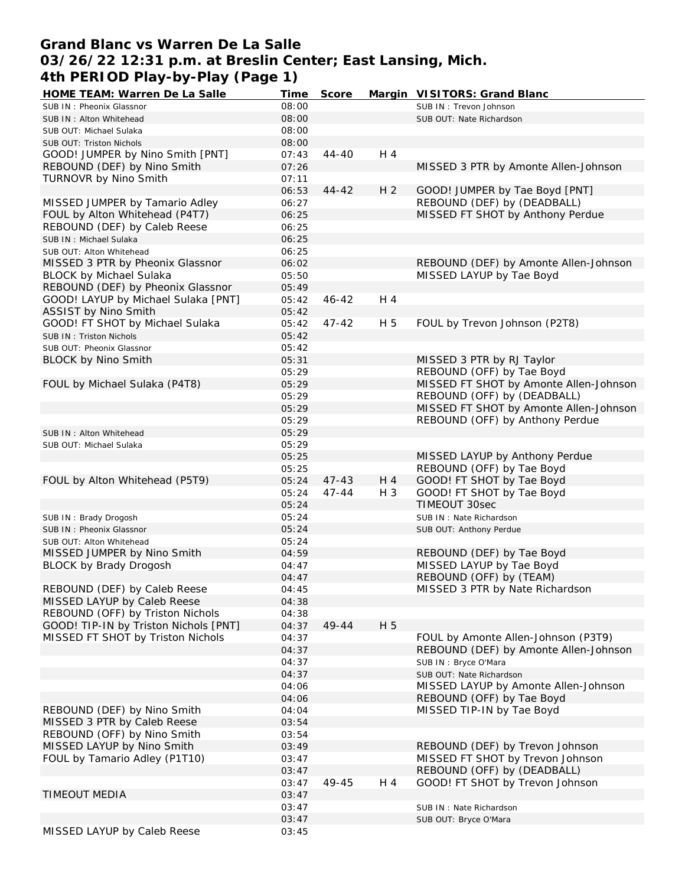# Grand Blanc vs Warren De La Salle
## 03/26/22 12:31 p.m. at Breslin Center; East Lansing, Mich.
## 4th PERIOD Play-by-Play (Page 1)

| HOME TEAM: Warren De La Salle | Time | Score | Margin | VISITORS: Grand Blanc |
|---|---|---|---|---|
| SUB IN : Pheonix Glassnor | 08:00 | | | SUB IN : Trevon Johnson |
| SUB IN : Alton Whitehead | 08:00 | | | SUB OUT: Nate Richardson |
| SUB OUT: Michael Sulaka | 08:00 | | | |
| SUB OUT: Triston Nichols | 08:00 | | | |
| GOOD! JUMPER by Nino Smith [PNT] | 07:43 | 44-40 | H 4 | |
| REBOUND (DEF) by Nino Smith | 07:26 | | | MISSED 3 PTR by Amonte Allen-Johnson |
| TURNOVR by Nino Smith | 07:11 | | | |
| | 06:53 | 44-42 | H 2 | GOOD! JUMPER by Tae Boyd [PNT] |
| MISSED JUMPER by Tamario Adley | 06:27 | | | REBOUND (DEF) by (DEADBALL) |
| FOUL by Alton Whitehead (P4T7) | 06:25 | | | MISSED FT SHOT by Anthony Perdue |
| REBOUND (DEF) by Caleb Reese | 06:25 | | | |
| SUB IN : Michael Sulaka | 06:25 | | | |
| SUB OUT: Alton Whitehead | 06:25 | | | |
| MISSED 3 PTR by Pheonix Glassnor | 06:02 | | | REBOUND (DEF) by Amonte Allen-Johnson |
| BLOCK by Michael Sulaka | 05:50 | | | MISSED LAYUP by Tae Boyd |
| REBOUND (DEF) by Pheonix Glassnor | 05:49 | | | |
| GOOD! LAYUP by Michael Sulaka [PNT] | 05:42 | 46-42 | H 4 | |
| ASSIST by Nino Smith | 05:42 | | | |
| GOOD! FT SHOT by Michael Sulaka | 05:42 | 47-42 | H 5 | FOUL by Trevon Johnson (P2T8) |
| SUB IN : Triston Nichols | 05:42 | | | |
| SUB OUT: Pheonix Glassnor | 05:42 | | | |
| BLOCK by Nino Smith | 05:31 | | | MISSED 3 PTR by RJ Taylor |
| | 05:29 | | | REBOUND (OFF) by Tae Boyd |
| FOUL by Michael Sulaka (P4T8) | 05:29 | | | MISSED FT SHOT by Amonte Allen-Johnson |
| | 05:29 | | | REBOUND (OFF) by (DEADBALL) |
| | 05:29 | | | MISSED FT SHOT by Amonte Allen-Johnson |
| | 05:29 | | | REBOUND (OFF) by Anthony Perdue |
| SUB IN : Alton Whitehead | 05:29 | | | |
| SUB OUT: Michael Sulaka | 05:29 | | | |
| | 05:25 | | | MISSED LAYUP by Anthony Perdue |
| | 05:25 | | | REBOUND (OFF) by Tae Boyd |
| FOUL by Alton Whitehead (P5T9) | 05:24 | 47-43 | H 4 | GOOD! FT SHOT by Tae Boyd |
| | 05:24 | 47-44 | H 3 | GOOD! FT SHOT by Tae Boyd |
| | 05:24 | | | TIMEOUT 30sec |
| SUB IN : Brady Drogosh | 05:24 | | | SUB IN : Nate Richardson |
| SUB IN : Pheonix Glassnor | 05:24 | | | SUB OUT: Anthony Perdue |
| SUB OUT: Alton Whitehead | 05:24 | | | |
| MISSED JUMPER by Nino Smith | 04:59 | | | REBOUND (DEF) by Tae Boyd |
| BLOCK by Brady Drogosh | 04:47 | | | MISSED LAYUP by Tae Boyd |
| | 04:47 | | | REBOUND (OFF) by (TEAM) |
| REBOUND (DEF) by Caleb Reese | 04:45 | | | MISSED 3 PTR by Nate Richardson |
| MISSED LAYUP by Caleb Reese | 04:38 | | | |
| REBOUND (OFF) by Triston Nichols | 04:38 | | | |
| GOOD! TIP-IN by Triston Nichols [PNT] | 04:37 | 49-44 | H 5 | |
| MISSED FT SHOT by Triston Nichols | 04:37 | | | FOUL by Amonte Allen-Johnson (P3T9) |
| | 04:37 | | | REBOUND (DEF) by Amonte Allen-Johnson |
| | 04:37 | | | SUB IN : Bryce O'Mara |
| | 04:37 | | | SUB OUT: Nate Richardson |
| | 04:06 | | | MISSED LAYUP by Amonte Allen-Johnson |
| | 04:06 | | | REBOUND (OFF) by Tae Boyd |
| REBOUND (DEF) by Nino Smith | 04:04 | | | MISSED TIP-IN by Tae Boyd |
| MISSED 3 PTR by Caleb Reese | 03:54 | | | |
| REBOUND (OFF) by Nino Smith | 03:54 | | | |
| MISSED LAYUP by Nino Smith | 03:49 | | | REBOUND (DEF) by Trevon Johnson |
| FOUL by Tamario Adley (P1T10) | 03:47 | | | MISSED FT SHOT by Trevon Johnson |
| | 03:47 | | | REBOUND (OFF) by (DEADBALL) |
| | 03:47 | 49-45 | H 4 | GOOD! FT SHOT by Trevon Johnson |
| TIMEOUT MEDIA | 03:47 | | | |
| | 03:47 | | | SUB IN : Nate Richardson |
| | 03:47 | | | SUB OUT: Bryce O'Mara |
| MISSED LAYUP by Caleb Reese | 03:45 | | | |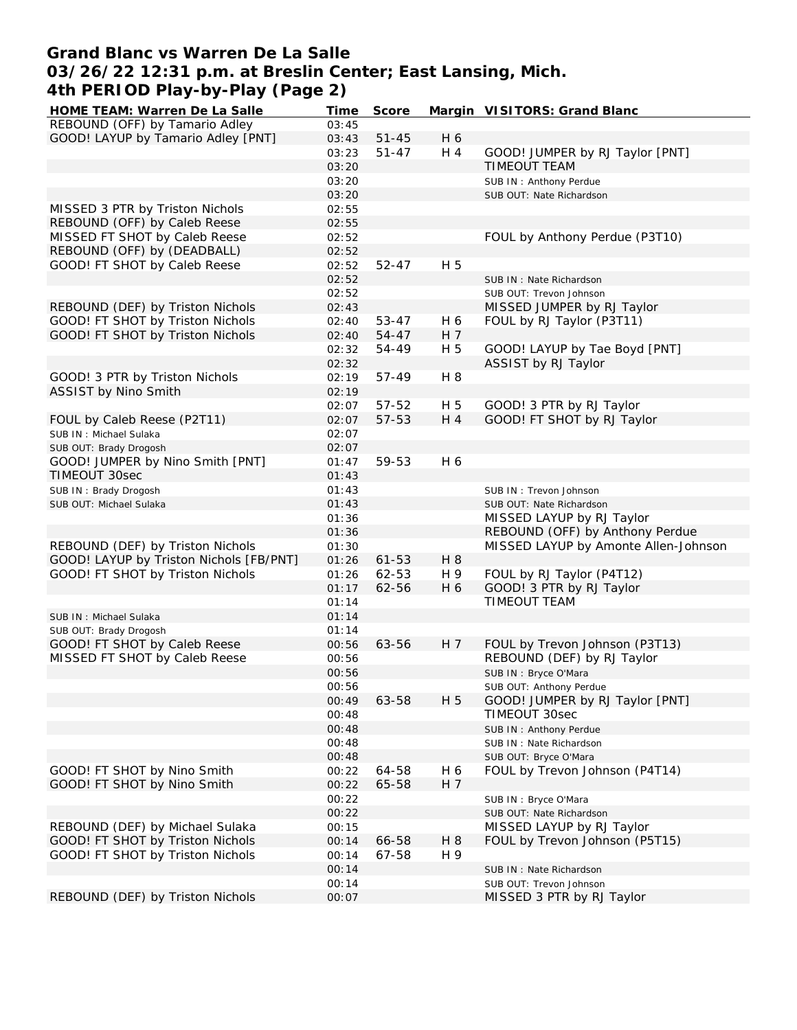# Grand Blanc vs Warren De La Salle
# 03/26/22 12:31 p.m. at Breslin Center; East Lansing, Mich.
# 4th PERIOD Play-by-Play (Page 2)

| HOME TEAM: Warren De La Salle | Time | Score | Margin | VISITORS: Grand Blanc |
|---|---|---|---|---|
| REBOUND (OFF) by Tamario Adley | 03:45 | | | |
| GOOD! LAYUP by Tamario Adley [PNT] | 03:43 | 51-45 | H 6 | |
| | 03:23 | 51-47 | H 4 | GOOD! JUMPER by RJ Taylor [PNT] |
| | 03:20 | | | TIMEOUT TEAM |
| | 03:20 | | | SUB IN : Anthony Perdue |
| | 03:20 | | | SUB OUT: Nate Richardson |
| MISSED 3 PTR by Triston Nichols | 02:55 | | | |
| REBOUND (OFF) by Caleb Reese | 02:55 | | | |
| MISSED FT SHOT by Caleb Reese | 02:52 | | | FOUL by Anthony Perdue (P3T10) |
| REBOUND (OFF) by (DEADBALL) | 02:52 | | | |
| GOOD! FT SHOT by Caleb Reese | 02:52 | 52-47 | H 5 | |
| | 02:52 | | | SUB IN : Nate Richardson |
| | 02:52 | | | SUB OUT: Trevon Johnson |
| REBOUND (DEF) by Triston Nichols | 02:43 | | | MISSED JUMPER by RJ Taylor |
| GOOD! FT SHOT by Triston Nichols | 02:40 | 53-47 | H 6 | FOUL by RJ Taylor (P3T11) |
| GOOD! FT SHOT by Triston Nichols | 02:40 | 54-47 | H 7 | |
| | 02:32 | 54-49 | H 5 | GOOD! LAYUP by Tae Boyd [PNT] |
| | 02:32 | | | ASSIST by RJ Taylor |
| GOOD! 3 PTR by Triston Nichols | 02:19 | 57-49 | H 8 | |
| ASSIST by Nino Smith | 02:19 | | | |
| | 02:07 | 57-52 | H 5 | GOOD! 3 PTR by RJ Taylor |
| FOUL by Caleb Reese (P2T11) | 02:07 | 57-53 | H 4 | GOOD! FT SHOT by RJ Taylor |
| SUB IN : Michael Sulaka | 02:07 | | | |
| SUB OUT: Brady Drogosh | 02:07 | | | |
| GOOD! JUMPER by Nino Smith [PNT] | 01:47 | 59-53 | H 6 | |
| TIMEOUT 30sec | 01:43 | | | |
| SUB IN : Brady Drogosh | 01:43 | | | SUB IN : Trevon Johnson |
| SUB OUT: Michael Sulaka | 01:43 | | | SUB OUT: Nate Richardson |
| | 01:36 | | | MISSED LAYUP by RJ Taylor |
| | 01:36 | | | REBOUND (OFF) by Anthony Perdue |
| REBOUND (DEF) by Triston Nichols | 01:30 | | | MISSED LAYUP by Amonte Allen-Johnson |
| GOOD! LAYUP by Triston Nichols [FB/PNT] | 01:26 | 61-53 | H 8 | |
| GOOD! FT SHOT by Triston Nichols | 01:26 | 62-53 | H 9 | FOUL by RJ Taylor (P4T12) |
| | 01:17 | 62-56 | H 6 | GOOD! 3 PTR by RJ Taylor |
| | 01:14 | | | TIMEOUT TEAM |
| SUB IN : Michael Sulaka | 01:14 | | | |
| SUB OUT: Brady Drogosh | 01:14 | | | |
| GOOD! FT SHOT by Caleb Reese | 00:56 | 63-56 | H 7 | FOUL by Trevon Johnson (P3T13) |
| MISSED FT SHOT by Caleb Reese | 00:56 | | | REBOUND (DEF) by RJ Taylor |
| | 00:56 | | | SUB IN : Bryce O'Mara |
| | 00:56 | | | SUB OUT: Anthony Perdue |
| | 00:49 | 63-58 | H 5 | GOOD! JUMPER by RJ Taylor [PNT] |
| | 00:48 | | | TIMEOUT 30sec |
| | 00:48 | | | SUB IN : Anthony Perdue |
| | 00:48 | | | SUB IN : Nate Richardson |
| | 00:48 | | | SUB OUT: Bryce O'Mara |
| GOOD! FT SHOT by Nino Smith | 00:22 | 64-58 | H 6 | FOUL by Trevon Johnson (P4T14) |
| GOOD! FT SHOT by Nino Smith | 00:22 | 65-58 | H 7 | |
| | 00:22 | | | SUB IN : Bryce O'Mara |
| | 00:22 | | | SUB OUT: Nate Richardson |
| REBOUND (DEF) by Michael Sulaka | 00:15 | | | MISSED LAYUP by RJ Taylor |
| GOOD! FT SHOT by Triston Nichols | 00:14 | 66-58 | H 8 | FOUL by Trevon Johnson (P5T15) |
| GOOD! FT SHOT by Triston Nichols | 00:14 | 67-58 | H 9 | |
| | 00:14 | | | SUB IN : Nate Richardson |
| | 00:14 | | | SUB OUT: Trevon Johnson |
| REBOUND (DEF) by Triston Nichols | 00:07 | | | MISSED 3 PTR by RJ Taylor |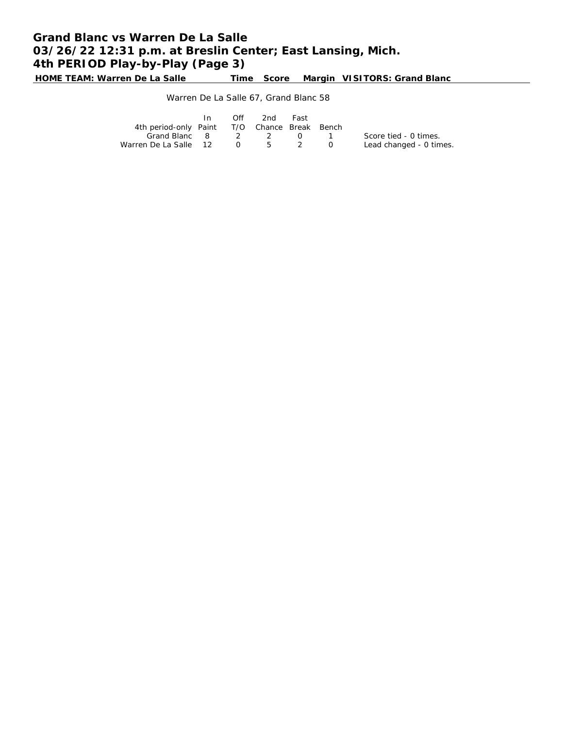# Grand Blanc vs Warren De La Salle
# 03/26/22 12:31 p.m. at Breslin Center; East Lansing, Mich.
# 4th PERIOD Play-by-Play (Page 3)

| HOME TEAM: Warren De La Salle | Time | Score | Margin | VISITORS: Grand Blanc |
|---|---|---|---|---|

Warren De La Salle 67, Grand Blanc 58

| 4th period-only | In Paint | Off T/O | 2nd Chance | Fast Break | Bench |
|---|---|---|---|---|---|
| Grand Blanc | 8 | 2 | 2 | 0 | 1 |
| Warren De La Salle | 12 | 0 | 5 | 2 | 0 |

Score tied - 0 times.
Lead changed - 0 times.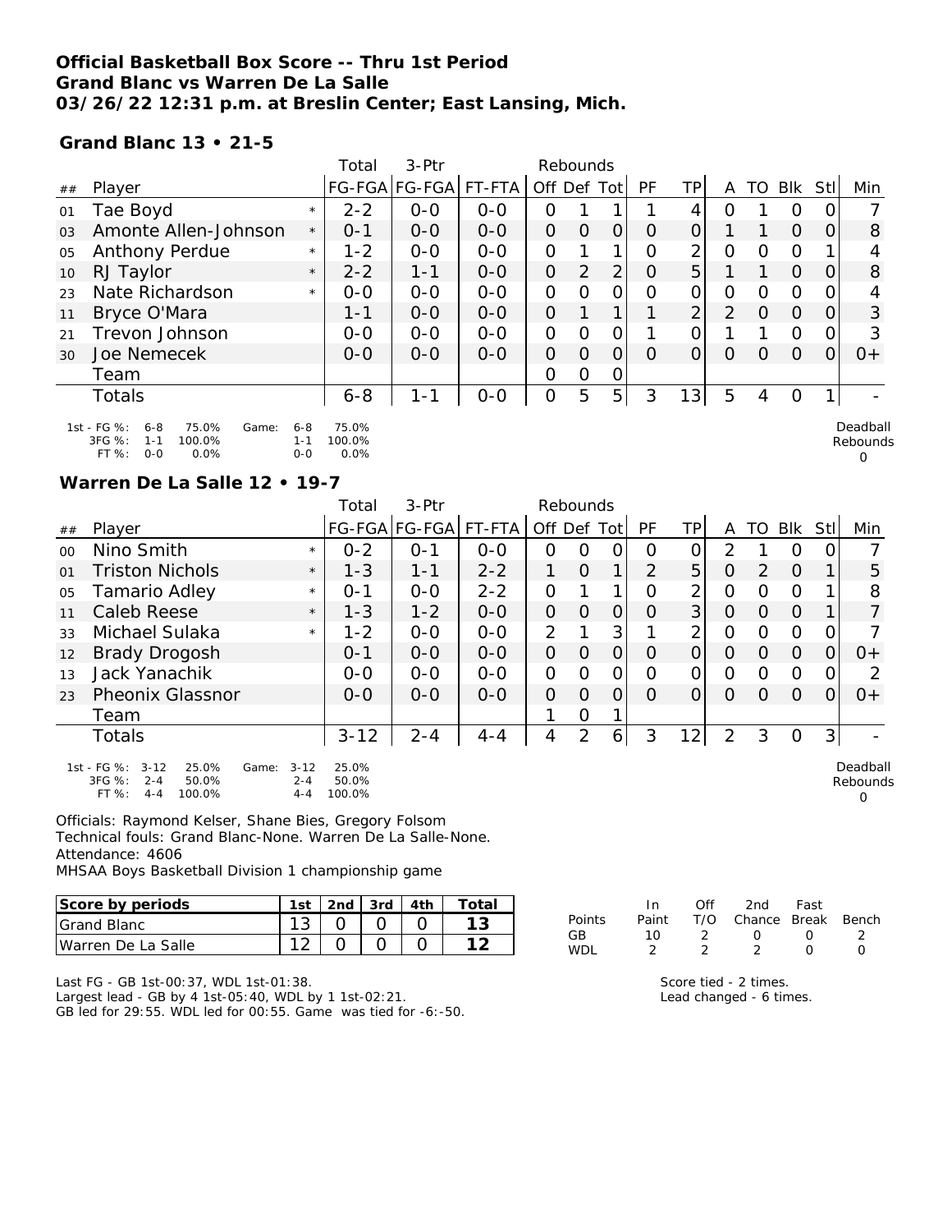**Official Basketball Box Score -- Thru 1st Period**
**Grand Blanc vs Warren De La Salle**
**03/26/22 12:31 p.m. at Breslin Center; East Lansing, Mich.**

**Grand Blanc 13 • 21-5**

| ## | Player | | Total FG-FGA | 3-Ptr FG-FGA | FT-FTA | Rebounds Off | Def | Tot | PF | TP | A | TO | Blk | Stl | Min |
|---|---|---|---|---|---|---|---|---|---|---|---|---|---|---|---|
| 01 | Tae Boyd | * | 2-2 | 0-0 | 0-0 | 0 | 1 | 1 | 1 | 4 | 0 | 1 | 0 | 0 | 7 |
| 03 | Amonte Allen-Johnson | * | 0-1 | 0-0 | 0-0 | 0 | 0 | 0 | 0 | 0 | 1 | 1 | 0 | 0 | 8 |
| 05 | Anthony Perdue | * | 1-2 | 0-0 | 0-0 | 0 | 1 | 1 | 0 | 2 | 0 | 0 | 0 | 1 | 4 |
| 10 | RJ Taylor | * | 2-2 | 1-1 | 0-0 | 0 | 2 | 2 | 0 | 5 | 1 | 1 | 0 | 0 | 8 |
| 23 | Nate Richardson | * | 0-0 | 0-0 | 0-0 | 0 | 0 | 0 | 0 | 0 | 0 | 0 | 0 | 0 | 4 |
| 11 | Bryce O'Mara | | 1-1 | 0-0 | 0-0 | 0 | 1 | 1 | 1 | 2 | 2 | 0 | 0 | 0 | 3 |
| 21 | Trevon Johnson | | 0-0 | 0-0 | 0-0 | 0 | 0 | 0 | 1 | 0 | 1 | 1 | 0 | 0 | 3 |
| 30 | Joe Nemecek | | 0-0 | 0-0 | 0-0 | 0 | 0 | 0 | 0 | 0 | 0 | 0 | 0 | 0 | 0+ |
| | Team | | | | | 0 | 0 | 0 | | | | | | | |
| | Totals | | 6-8 | 1-1 | 0-0 | 0 | 5 | 5 | 3 | 13 | 5 | 4 | 0 | 1 | - |

1st - FG %: 6-8 75.0% Game: 6-8 75.0%
3FG %: 1-1 100.0% 1-1 100.0%
FT %: 0-0 0.0% 0-0 0.0%

Deadball Rebounds 0

**Warren De La Salle 12 • 19-7**

| ## | Player | | Total FG-FGA | 3-Ptr FG-FGA | FT-FTA | Rebounds Off | Def | Tot | PF | TP | A | TO | Blk | Stl | Min |
|---|---|---|---|---|---|---|---|---|---|---|---|---|---|---|---|
| 00 | Nino Smith | * | 0-2 | 0-1 | 0-0 | 0 | 0 | 0 | 0 | 0 | 2 | 1 | 0 | 0 | 7 |
| 01 | Triston Nichols | * | 1-3 | 1-1 | 2-2 | 1 | 0 | 1 | 2 | 5 | 0 | 2 | 0 | 1 | 5 |
| 05 | Tamario Adley | * | 0-1 | 0-0 | 2-2 | 0 | 1 | 1 | 0 | 2 | 0 | 0 | 0 | 1 | 8 |
| 11 | Caleb Reese | * | 1-3 | 1-2 | 0-0 | 0 | 0 | 0 | 0 | 3 | 0 | 0 | 0 | 1 | 7 |
| 33 | Michael Sulaka | * | 1-2 | 0-0 | 0-0 | 2 | 1 | 3 | 1 | 2 | 0 | 0 | 0 | 0 | 7 |
| 12 | Brady Drogosh | | 0-1 | 0-0 | 0-0 | 0 | 0 | 0 | 0 | 0 | 0 | 0 | 0 | 0 | 0+ |
| 13 | Jack Yanachik | | 0-0 | 0-0 | 0-0 | 0 | 0 | 0 | 0 | 0 | 0 | 0 | 0 | 0 | 2 |
| 23 | Pheonix Glassnor | | 0-0 | 0-0 | 0-0 | 0 | 0 | 0 | 0 | 0 | 0 | 0 | 0 | 0 | 0+ |
| | Team | | | | | 1 | 0 | 1 | | | | | | | |
| | Totals | | 3-12 | 2-4 | 4-4 | 4 | 2 | 6 | 3 | 12 | 2 | 3 | 0 | 3 | - |

1st - FG %: 3-12 25.0% Game: 3-12 25.0%
3FG %: 2-4 50.0% 2-4 50.0%
FT %: 4-4 100.0% 4-4 100.0%

Deadball Rebounds 0

Officials: Raymond Kelser, Shane Bies, Gregory Folsom
Technical fouls: Grand Blanc-None. Warren De La Salle-None.
Attendance: 4606
MHSAA Boys Basketball Division 1 championship game

| Score by periods | 1st | 2nd | 3rd | 4th | Total |
|---|---|---|---|---|---|
| Grand Blanc | 13 | 0 | 0 | 0 | 13 |
| Warren De La Salle | 12 | 0 | 0 | 0 | 12 |

| Points | In Paint | Off T/O | 2nd Chance | Fast Break | Bench |
|---|---|---|---|---|---|
| GB | 10 | 2 | 0 | 0 | 2 |
| WDL | 2 | 2 | 2 | 0 | 0 |

Last FG - GB 1st-00:37, WDL 1st-01:38.
Largest lead - GB by 4 1st-05:40, WDL by 1 1st-02:21.
GB led for 29:55. WDL led for 00:55. Game was tied for -6:-50.

Score tied - 2 times.
Lead changed - 6 times.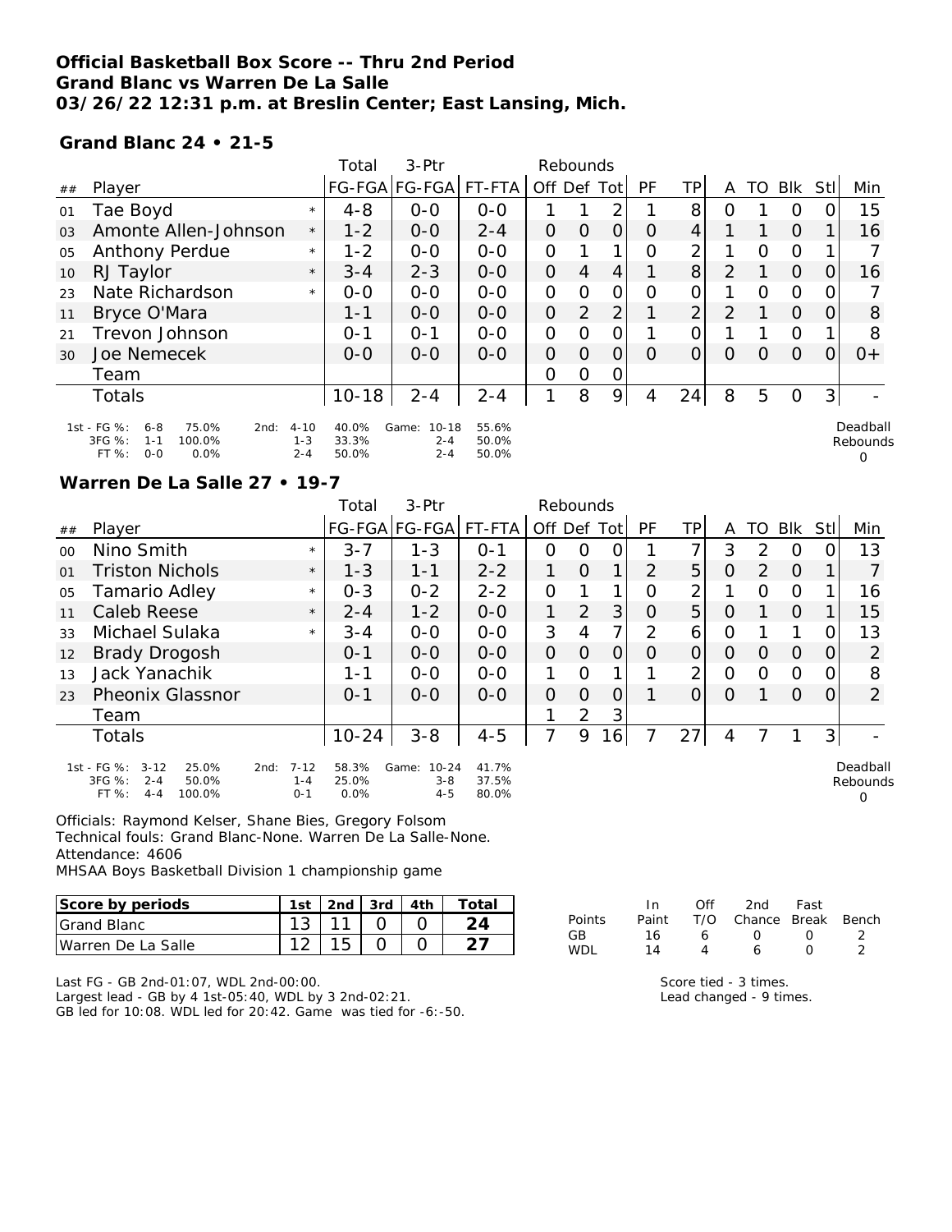**Official Basketball Box Score -- Thru 2nd Period**
**Grand Blanc vs Warren De La Salle**
**03/26/22 12:31 p.m. at Breslin Center; East Lansing, Mich.**

**Grand Blanc 24 • 21-5**

| ## | Player | | Total FG-FGA | 3-Ptr FG-FGA | FT-FTA | Rebounds Off | Def | Tot | PF | TP | A | TO | Blk | Stl | Min |
|---|---|---|---|---|---|---|---|---|---|---|---|---|---|---|---|
| 01 | Tae Boyd | * | 4-8 | 0-0 | 0-0 | 1 | 1 | 2 | 1 | 8 | 0 | 1 | 0 | 0 | 15 |
| 03 | Amonte Allen-Johnson | * | 1-2 | 0-0 | 2-4 | 0 | 0 | 0 | 0 | 4 | 1 | 1 | 0 | 1 | 16 |
| 05 | Anthony Perdue | * | 1-2 | 0-0 | 0-0 | 0 | 1 | 1 | 0 | 2 | 1 | 0 | 0 | 1 | 7 |
| 10 | RJ Taylor | * | 3-4 | 2-3 | 0-0 | 0 | 4 | 4 | 1 | 8 | 2 | 1 | 0 | 0 | 16 |
| 23 | Nate Richardson | * | 0-0 | 0-0 | 0-0 | 0 | 0 | 0 | 0 | 0 | 1 | 0 | 0 | 0 | 7 |
| 11 | Bryce O'Mara | | 1-1 | 0-0 | 0-0 | 0 | 2 | 2 | 1 | 2 | 2 | 1 | 0 | 0 | 8 |
| 21 | Trevon Johnson | | 0-1 | 0-1 | 0-0 | 0 | 0 | 0 | 1 | 0 | 1 | 1 | 0 | 1 | 8 |
| 30 | Joe Nemecek | | 0-0 | 0-0 | 0-0 | 0 | 0 | 0 | 0 | 0 | 0 | 0 | 0 | 0 | 0+ |
| | Team | | | | | 0 | 0 | 0 | | | | | | | |
| | Totals | | 10-18 | 2-4 | 2-4 | 1 | 8 | 9 | 4 | 24 | 8 | 5 | 0 | 3 | - |

1st - FG %: 6-8 75.0% 3FG %: 1-1 100.0% FT %: 0-0 0.0%
2nd: 4-10 40.0% 1-3 33.3% 2-4 50.0%
Game: 10-18 55.6% 2-4 50.0% 2-4 50.0%
Deadball Rebounds 0

**Warren De La Salle 27 • 19-7**

| ## | Player | | Total FG-FGA | 3-Ptr FG-FGA | FT-FTA | Rebounds Off | Def | Tot | PF | TP | A | TO | Blk | Stl | Min |
|---|---|---|---|---|---|---|---|---|---|---|---|---|---|---|---|
| 00 | Nino Smith | * | 3-7 | 1-3 | 0-1 | 0 | 0 | 0 | 1 | 7 | 3 | 2 | 0 | 0 | 13 |
| 01 | Triston Nichols | * | 1-3 | 1-1 | 2-2 | 1 | 0 | 1 | 2 | 5 | 0 | 2 | 0 | 1 | 7 |
| 05 | Tamario Adley | * | 0-3 | 0-2 | 2-2 | 0 | 1 | 1 | 0 | 2 | 1 | 0 | 0 | 1 | 16 |
| 11 | Caleb Reese | * | 2-4 | 1-2 | 0-0 | 1 | 2 | 3 | 0 | 5 | 0 | 1 | 0 | 1 | 15 |
| 33 | Michael Sulaka | * | 3-4 | 0-0 | 0-0 | 3 | 4 | 7 | 2 | 6 | 0 | 1 | 1 | 0 | 13 |
| 12 | Brady Drogosh | | 0-1 | 0-0 | 0-0 | 0 | 0 | 0 | 0 | 0 | 0 | 0 | 0 | 0 | 2 |
| 13 | Jack Yanachik | | 1-1 | 0-0 | 0-0 | 1 | 0 | 1 | 1 | 2 | 0 | 0 | 0 | 0 | 8 |
| 23 | Pheonix Glassnor | | 0-1 | 0-0 | 0-0 | 0 | 0 | 0 | 1 | 0 | 0 | 1 | 0 | 0 | 2 |
| | Team | | | | | 1 | 2 | 3 | | | | | | | |
| | Totals | | 10-24 | 3-8 | 4-5 | 7 | 9 | 16 | 7 | 27 | 4 | 7 | 1 | 3 | - |

1st - FG %: 3-12 25.0% 3FG %: 2-4 50.0% FT %: 4-4 100.0%
2nd: 7-12 58.3% 1-4 25.0% 0-1 0.0%
Game: 10-24 41.7% 3-8 37.5% 4-5 80.0%
Deadball Rebounds 0

Officials: Raymond Kelser, Shane Bies, Gregory Folsom
Technical fouls: Grand Blanc-None. Warren De La Salle-None.
Attendance: 4606
MHSAA Boys Basketball Division 1 championship game

| Score by periods | 1st | 2nd | 3rd | 4th | Total |
|---|---|---|---|---|---|
| Grand Blanc | 13 | 11 | 0 | 0 | 24 |
| Warren De La Salle | 12 | 15 | 0 | 0 | 27 |

| Points | In Paint | Off T/O | 2nd Chance | Fast Break | Bench |
|---|---|---|---|---|---|
| GB | 16 | 6 | 0 | 0 | 2 |
| WDL | 14 | 4 | 6 | 0 | 2 |

Last FG - GB 2nd-01:07, WDL 2nd-00:00.
Largest lead - GB by 4 1st-05:40, WDL by 3 2nd-02:21.
GB led for 10:08. WDL led for 20:42. Game was tied for -6:-50.

Score tied - 3 times.
Lead changed - 9 times.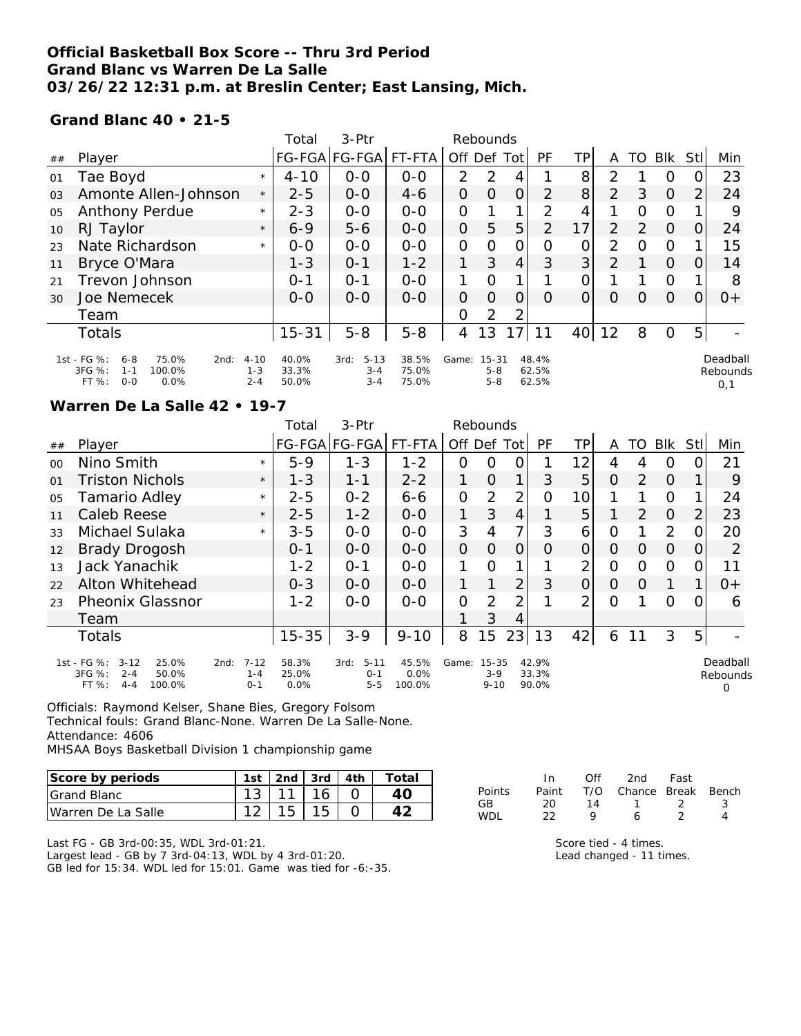**Official Basketball Box Score -- Thru 3rd Period**
**Grand Blanc vs Warren De La Salle**
**03/26/22 12:31 p.m. at Breslin Center; East Lansing, Mich.**

**Grand Blanc 40 • 21-5**

| ## | Player | | Total FG-FGA | 3-Ptr FG-FGA | FT-FTA | Rebounds Off | Def | Tot | PF | TP | A | TO | Blk | Stl | Min |
|---|---|---|---|---|---|---|---|---|---|---|---|---|---|---|---|
| 01 | Tae Boyd | * | 4-10 | 0-0 | 0-0 | 2 | 2 | 4 | 1 | 8 | 2 | 1 | 0 | 0 | 23 |
| 03 | Amonte Allen-Johnson | * | 2-5 | 0-0 | 4-6 | 0 | 0 | 0 | 2 | 8 | 2 | 3 | 0 | 2 | 24 |
| 05 | Anthony Perdue | * | 2-3 | 0-0 | 0-0 | 0 | 1 | 1 | 2 | 4 | 1 | 0 | 0 | 1 | 9 |
| 10 | RJ Taylor | * | 6-9 | 5-6 | 0-0 | 0 | 5 | 5 | 2 | 17 | 2 | 2 | 0 | 0 | 24 |
| 23 | Nate Richardson | * | 0-0 | 0-0 | 0-0 | 0 | 0 | 0 | 0 | 0 | 2 | 0 | 0 | 1 | 15 |
| 11 | Bryce O'Mara | | 1-3 | 0-1 | 1-2 | 1 | 3 | 4 | 3 | 3 | 2 | 1 | 0 | 0 | 14 |
| 21 | Trevon Johnson | | 0-1 | 0-1 | 0-0 | 1 | 0 | 1 | 1 | 0 | 1 | 1 | 0 | 1 | 8 |
| 30 | Joe Nemecek | | 0-0 | 0-0 | 0-0 | 0 | 0 | 0 | 0 | 0 | 0 | 0 | 0 | 0 | 0+ |
| | Team | | | | | 0 | 2 | 2 | | | | | | | |
| | Totals | | 15-31 | 5-8 | 5-8 | 4 | 13 | 17 | 11 | 40 | 12 | 8 | 0 | 5 | - |

| | | | | | | |
|---|---|---|---|---|---|---|
| 1st - FG %: 6-8 75.0% | 2nd: 4-10 | 40.0% | 3rd: 5-13 | 38.5% | Game: 15-31 | 48.4% |
| 3FG %: 1-1 100.0% | 1-3 | 33.3% | 3-4 | 75.0% | 5-8 | 62.5% |
| FT %: 0-0 0.0% | 2-4 | 50.0% | 3-4 | 75.0% | 5-8 | 62.5% |

Deadball Rebounds 0,1

**Warren De La Salle 42 • 19-7**

| ## | Player | | Total FG-FGA | 3-Ptr FG-FGA | FT-FTA | Rebounds Off | Def | Tot | PF | TP | A | TO | Blk | Stl | Min |
|---|---|---|---|---|---|---|---|---|---|---|---|---|---|---|---|
| 00 | Nino Smith | * | 5-9 | 1-3 | 1-2 | 0 | 0 | 0 | 1 | 12 | 4 | 4 | 0 | 0 | 21 |
| 01 | Triston Nichols | * | 1-3 | 1-1 | 2-2 | 1 | 0 | 1 | 3 | 5 | 0 | 2 | 0 | 1 | 9 |
| 05 | Tamario Adley | * | 2-5 | 0-2 | 6-6 | 0 | 2 | 2 | 0 | 10 | 1 | 1 | 0 | 1 | 24 |
| 11 | Caleb Reese | * | 2-5 | 1-2 | 0-0 | 1 | 3 | 4 | 1 | 5 | 1 | 2 | 0 | 2 | 23 |
| 33 | Michael Sulaka | * | 3-5 | 0-0 | 0-0 | 3 | 4 | 7 | 3 | 6 | 0 | 1 | 2 | 0 | 20 |
| 12 | Brady Drogosh | | 0-1 | 0-0 | 0-0 | 0 | 0 | 0 | 0 | 0 | 0 | 0 | 0 | 0 | 2 |
| 13 | Jack Yanachik | | 1-2 | 0-1 | 0-0 | 1 | 0 | 1 | 1 | 2 | 0 | 0 | 0 | 0 | 11 |
| 22 | Alton Whitehead | | 0-3 | 0-0 | 0-0 | 1 | 1 | 2 | 3 | 0 | 0 | 0 | 1 | 1 | 0+ |
| 23 | Pheonix Glassnor | | 1-2 | 0-0 | 0-0 | 0 | 2 | 2 | 1 | 2 | 0 | 1 | 0 | 0 | 6 |
| | Team | | | | | 1 | 3 | 4 | | | | | | | |
| | Totals | | 15-35 | 3-9 | 9-10 | 8 | 15 | 23 | 13 | 42 | 6 | 11 | 3 | 5 | - |

| | | | | | | |
|---|---|---|---|---|---|---|
| 1st - FG %: 3-12 25.0% | 2nd: 7-12 | 58.3% | 3rd: 5-11 | 45.5% | Game: 15-35 | 42.9% |
| 3FG %: 2-4 50.0% | 1-4 | 25.0% | 0-1 | 0.0% | 3-9 | 33.3% |
| FT %: 4-4 100.0% | 0-1 | 0.0% | 5-5 | 100.0% | 9-10 | 90.0% |

Deadball Rebounds 0

Officials: Raymond Kelser, Shane Bies, Gregory Folsom
Technical fouls: Grand Blanc-None. Warren De La Salle-None.
Attendance: 4606
MHSAA Boys Basketball Division 1 championship game

| Score by periods | 1st | 2nd | 3rd | 4th | Total |
|---|---|---|---|---|---|
| Grand Blanc | 13 | 11 | 16 | 0 | 40 |
| Warren De La Salle | 12 | 15 | 15 | 0 | 42 |

| Points | In Paint | Off T/O | 2nd Chance | Fast Break | Bench |
|---|---|---|---|---|---|
| GB | 20 | 14 | 1 | 2 | 3 |
| WDL | 22 | 9 | 6 | 2 | 4 |

Last FG - GB 3rd-00:35, WDL 3rd-01:21.
Largest lead - GB by 7 3rd-04:13, WDL by 4 3rd-01:20.
GB led for 15:34. WDL led for 15:01. Game was tied for -6:-35.

Score tied - 4 times.
Lead changed - 11 times.